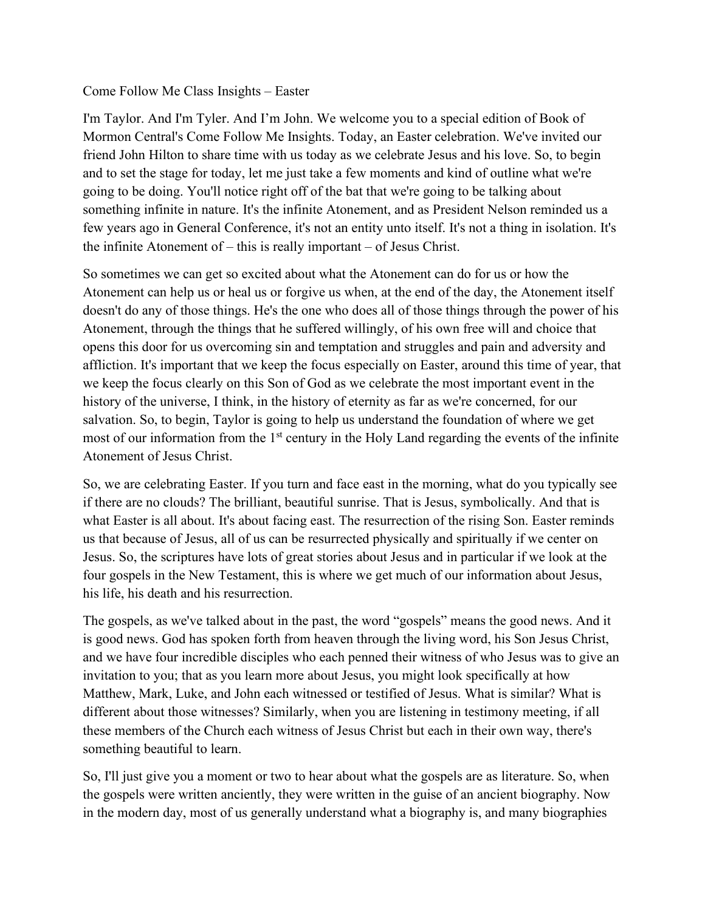Come Follow Me Class Insights – Easter

I'm Taylor. And I'm Tyler. And I'm John. We welcome you to a special edition of Book of Mormon Central's Come Follow Me Insights. Today, an Easter celebration. We've invited our friend John Hilton to share time with us today as we celebrate Jesus and his love. So, to begin and to set the stage for today, let me just take a few moments and kind of outline what we're going to be doing. You'll notice right off of the bat that we're going to be talking about something infinite in nature. It's the infinite Atonement, and as President Nelson reminded us a few years ago in General Conference, it's not an entity unto itself. It's not a thing in isolation. It's the infinite Atonement of – this is really important – of Jesus Christ.

So sometimes we can get so excited about what the Atonement can do for us or how the Atonement can help us or heal us or forgive us when, at the end of the day, the Atonement itself doesn't do any of those things. He's the one who does all of those things through the power of his Atonement, through the things that he suffered willingly, of his own free will and choice that opens this door for us overcoming sin and temptation and struggles and pain and adversity and affliction. It's important that we keep the focus especially on Easter, around this time of year, that we keep the focus clearly on this Son of God as we celebrate the most important event in the history of the universe, I think, in the history of eternity as far as we're concerned, for our salvation. So, to begin, Taylor is going to help us understand the foundation of where we get most of our information from the 1st century in the Holy Land regarding the events of the infinite Atonement of Jesus Christ.

So, we are celebrating Easter. If you turn and face east in the morning, what do you typically see if there are no clouds? The brilliant, beautiful sunrise. That is Jesus, symbolically. And that is what Easter is all about. It's about facing east. The resurrection of the rising Son. Easter reminds us that because of Jesus, all of us can be resurrected physically and spiritually if we center on Jesus. So, the scriptures have lots of great stories about Jesus and in particular if we look at the four gospels in the New Testament, this is where we get much of our information about Jesus, his life, his death and his resurrection.

The gospels, as we've talked about in the past, the word "gospels" means the good news. And it is good news. God has spoken forth from heaven through the living word, his Son Jesus Christ, and we have four incredible disciples who each penned their witness of who Jesus was to give an invitation to you; that as you learn more about Jesus, you might look specifically at how Matthew, Mark, Luke, and John each witnessed or testified of Jesus. What is similar? What is different about those witnesses? Similarly, when you are listening in testimony meeting, if all these members of the Church each witness of Jesus Christ but each in their own way, there's something beautiful to learn.

So, I'll just give you a moment or two to hear about what the gospels are as literature. So, when the gospels were written anciently, they were written in the guise of an ancient biography. Now in the modern day, most of us generally understand what a biography is, and many biographies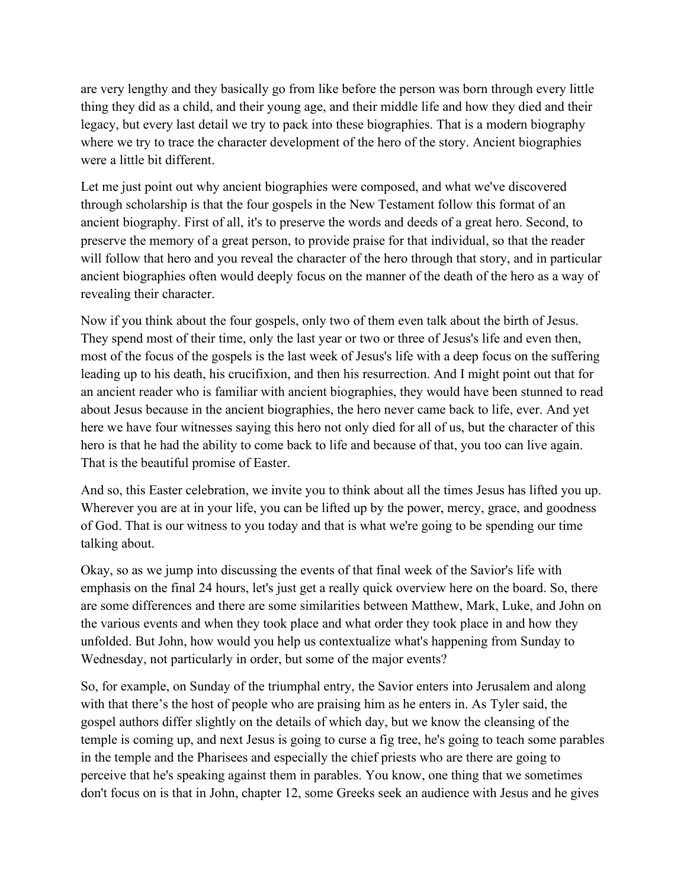are very lengthy and they basically go from like before the person was born through every little thing they did as a child, and their young age, and their middle life and how they died and their legacy, but every last detail we try to pack into these biographies. That is a modern biography where we try to trace the character development of the hero of the story. Ancient biographies were a little bit different.

Let me just point out why ancient biographies were composed, and what we've discovered through scholarship is that the four gospels in the New Testament follow this format of an ancient biography. First of all, it's to preserve the words and deeds of a great hero. Second, to preserve the memory of a great person, to provide praise for that individual, so that the reader will follow that hero and you reveal the character of the hero through that story, and in particular ancient biographies often would deeply focus on the manner of the death of the hero as a way of revealing their character.

Now if you think about the four gospels, only two of them even talk about the birth of Jesus. They spend most of their time, only the last year or two or three of Jesus's life and even then, most of the focus of the gospels is the last week of Jesus's life with a deep focus on the suffering leading up to his death, his crucifixion, and then his resurrection. And I might point out that for an ancient reader who is familiar with ancient biographies, they would have been stunned to read about Jesus because in the ancient biographies, the hero never came back to life, ever. And yet here we have four witnesses saying this hero not only died for all of us, but the character of this hero is that he had the ability to come back to life and because of that, you too can live again. That is the beautiful promise of Easter.

And so, this Easter celebration, we invite you to think about all the times Jesus has lifted you up. Wherever you are at in your life, you can be lifted up by the power, mercy, grace, and goodness of God. That is our witness to you today and that is what we're going to be spending our time talking about.

Okay, so as we jump into discussing the events of that final week of the Savior's life with emphasis on the final 24 hours, let's just get a really quick overview here on the board. So, there are some differences and there are some similarities between Matthew, Mark, Luke, and John on the various events and when they took place and what order they took place in and how they unfolded. But John, how would you help us contextualize what's happening from Sunday to Wednesday, not particularly in order, but some of the major events?

So, for example, on Sunday of the triumphal entry, the Savior enters into Jerusalem and along with that there's the host of people who are praising him as he enters in. As Tyler said, the gospel authors differ slightly on the details of which day, but we know the cleansing of the temple is coming up, and next Jesus is going to curse a fig tree, he's going to teach some parables in the temple and the Pharisees and especially the chief priests who are there are going to perceive that he's speaking against them in parables. You know, one thing that we sometimes don't focus on is that in John, chapter 12, some Greeks seek an audience with Jesus and he gives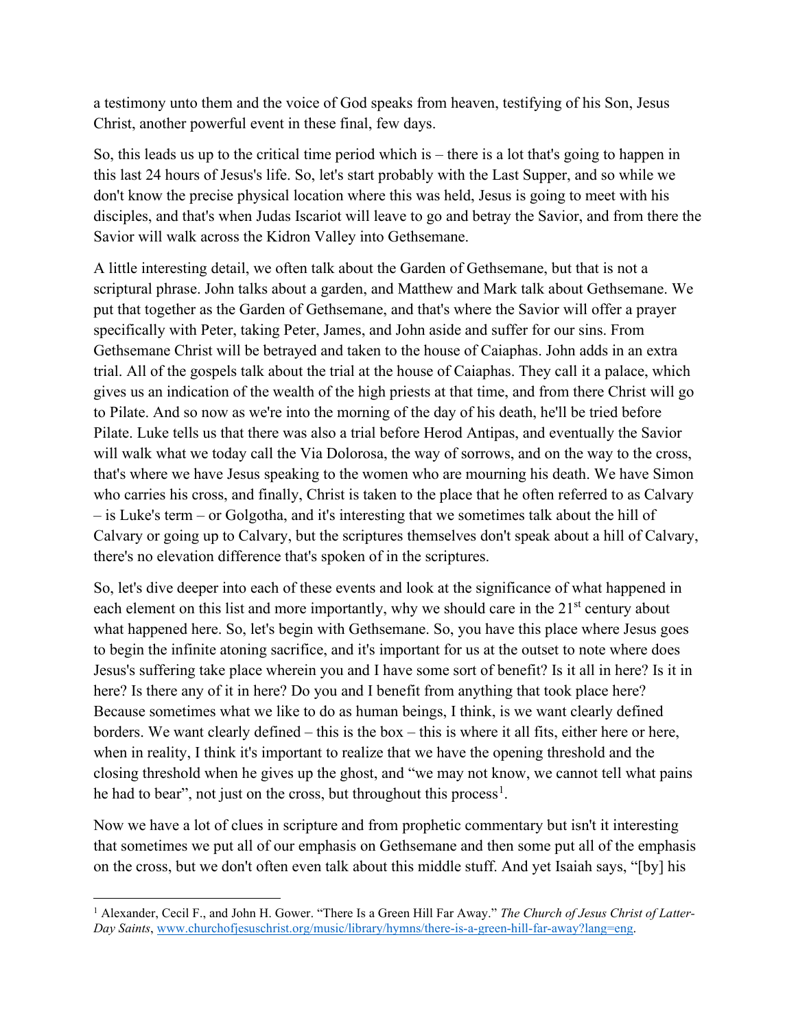a testimony unto them and the voice of God speaks from heaven, testifying of his Son, Jesus Christ, another powerful event in these final, few days.

So, this leads us up to the critical time period which is – there is a lot that's going to happen in this last 24 hours of Jesus's life. So, let's start probably with the Last Supper, and so while we don't know the precise physical location where this was held, Jesus is going to meet with his disciples, and that's when Judas Iscariot will leave to go and betray the Savior, and from there the Savior will walk across the Kidron Valley into Gethsemane.

A little interesting detail, we often talk about the Garden of Gethsemane, but that is not a scriptural phrase. John talks about a garden, and Matthew and Mark talk about Gethsemane. We put that together as the Garden of Gethsemane, and that's where the Savior will offer a prayer specifically with Peter, taking Peter, James, and John aside and suffer for our sins. From Gethsemane Christ will be betrayed and taken to the house of Caiaphas. John adds in an extra trial. All of the gospels talk about the trial at the house of Caiaphas. They call it a palace, which gives us an indication of the wealth of the high priests at that time, and from there Christ will go to Pilate. And so now as we're into the morning of the day of his death, he'll be tried before Pilate. Luke tells us that there was also a trial before Herod Antipas, and eventually the Savior will walk what we today call the Via Dolorosa, the way of sorrows, and on the way to the cross, that's where we have Jesus speaking to the women who are mourning his death. We have Simon who carries his cross, and finally, Christ is taken to the place that he often referred to as Calvary – is Luke's term – or Golgotha, and it's interesting that we sometimes talk about the hill of Calvary or going up to Calvary, but the scriptures themselves don't speak about a hill of Calvary, there's no elevation difference that's spoken of in the scriptures.

So, let's dive deeper into each of these events and look at the significance of what happened in each element on this list and more importantly, why we should care in the 21st century about what happened here. So, let's begin with Gethsemane. So, you have this place where Jesus goes to begin the infinite atoning sacrifice, and it's important for us at the outset to note where does Jesus's suffering take place wherein you and I have some sort of benefit? Is it all in here? Is it in here? Is there any of it in here? Do you and I benefit from anything that took place here? Because sometimes what we like to do as human beings, I think, is we want clearly defined borders. We want clearly defined – this is the box – this is where it all fits, either here or here, when in reality, I think it's important to realize that we have the opening threshold and the closing threshold when he gives up the ghost, and "we may not know, we cannot tell what pains he had to bear", not just on the cross, but throughout this process[1].

Now we have a lot of clues in scripture and from prophetic commentary but isn't it interesting that sometimes we put all of our emphasis on Gethsemane and then some put all of the emphasis on the cross, but we don't often even talk about this middle stuff. And yet Isaiah says, "[by] his

---

[1] Alexander, Cecil F., and John H. Gower. "There Is a Green Hill Far Away." *The Church of Jesus Christ of Latter-Day Saints*, www.churchofjesuschrist.org/music/library/hymns/there-is-a-green-hill-far-away?lang=eng.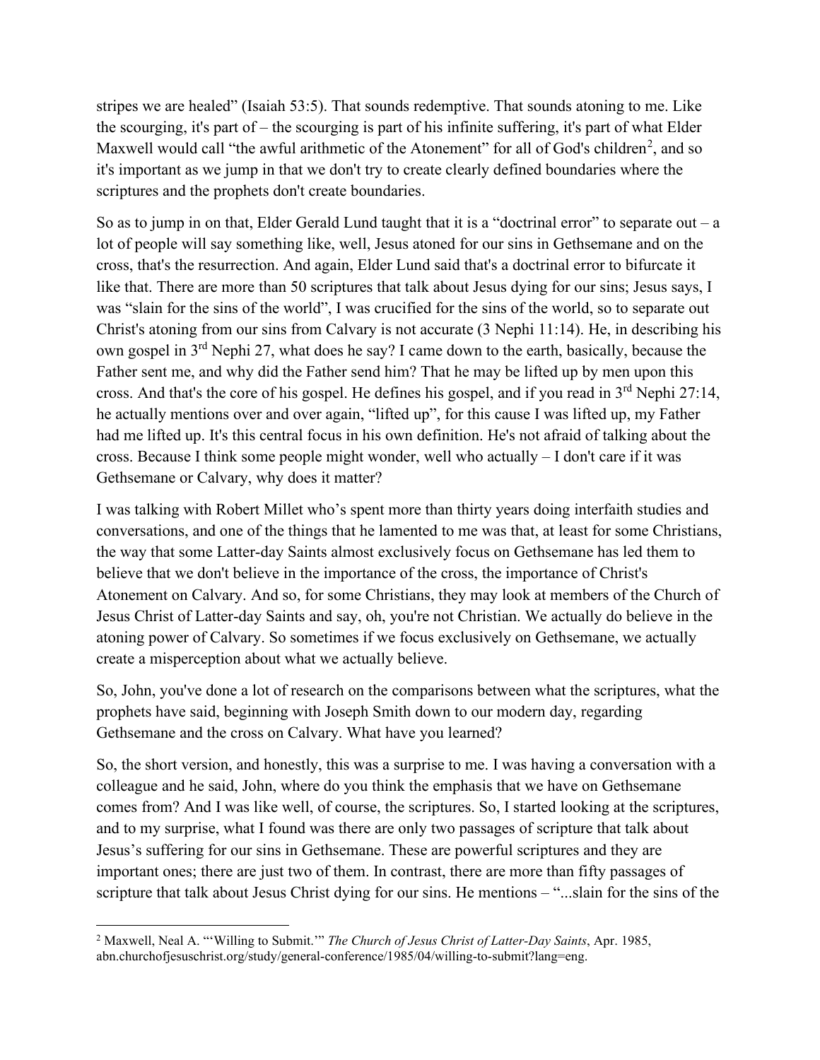stripes we are healed" (Isaiah 53:5). That sounds redemptive. That sounds atoning to me. Like the scourging, it's part of – the scourging is part of his infinite suffering, it's part of what Elder Maxwell would call "the awful arithmetic of the Atonement" for all of God's children[2], and so it's important as we jump in that we don't try to create clearly defined boundaries where the scriptures and the prophets don't create boundaries.

So as to jump in on that, Elder Gerald Lund taught that it is a "doctrinal error" to separate out – a lot of people will say something like, well, Jesus atoned for our sins in Gethsemane and on the cross, that's the resurrection. And again, Elder Lund said that's a doctrinal error to bifurcate it like that. There are more than 50 scriptures that talk about Jesus dying for our sins; Jesus says, I was "slain for the sins of the world", I was crucified for the sins of the world, so to separate out Christ's atoning from our sins from Calvary is not accurate (3 Nephi 11:14). He, in describing his own gospel in 3rd Nephi 27, what does he say? I came down to the earth, basically, because the Father sent me, and why did the Father send him? That he may be lifted up by men upon this cross. And that's the core of his gospel. He defines his gospel, and if you read in 3rd Nephi 27:14, he actually mentions over and over again, "lifted up", for this cause I was lifted up, my Father had me lifted up. It's this central focus in his own definition. He's not afraid of talking about the cross. Because I think some people might wonder, well who actually – I don't care if it was Gethsemane or Calvary, why does it matter?

I was talking with Robert Millet who's spent more than thirty years doing interfaith studies and conversations, and one of the things that he lamented to me was that, at least for some Christians, the way that some Latter-day Saints almost exclusively focus on Gethsemane has led them to believe that we don't believe in the importance of the cross, the importance of Christ's Atonement on Calvary. And so, for some Christians, they may look at members of the Church of Jesus Christ of Latter-day Saints and say, oh, you're not Christian. We actually do believe in the atoning power of Calvary. So sometimes if we focus exclusively on Gethsemane, we actually create a misperception about what we actually believe.

So, John, you've done a lot of research on the comparisons between what the scriptures, what the prophets have said, beginning with Joseph Smith down to our modern day, regarding Gethsemane and the cross on Calvary. What have you learned?

So, the short version, and honestly, this was a surprise to me. I was having a conversation with a colleague and he said, John, where do you think the emphasis that we have on Gethsemane comes from? And I was like well, of course, the scriptures. So, I started looking at the scriptures, and to my surprise, what I found was there are only two passages of scripture that talk about Jesus's suffering for our sins in Gethsemane. These are powerful scriptures and they are important ones; there are just two of them. In contrast, there are more than fifty passages of scripture that talk about Jesus Christ dying for our sins. He mentions – "...slain for the sins of the

---

[2] Maxwell, Neal A. "'Willing to Submit.'" *The Church of Jesus Christ of Latter-Day Saints*, Apr. 1985, abn.churchofjesuschrist.org/study/general-conference/1985/04/willing-to-submit?lang=eng.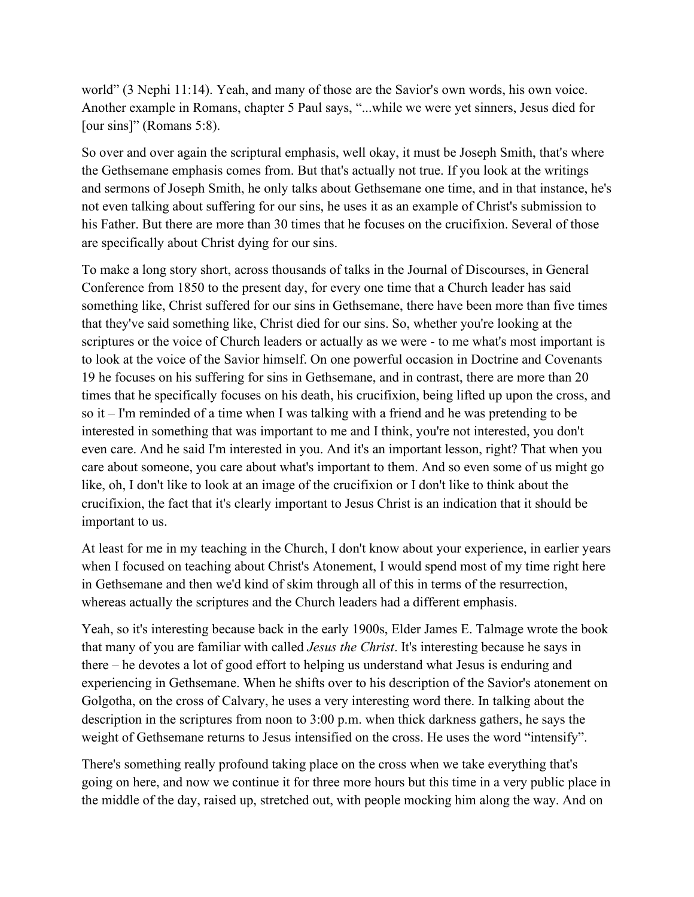world" (3 Nephi 11:14). Yeah, and many of those are the Savior's own words, his own voice. Another example in Romans, chapter 5 Paul says, "...while we were yet sinners, Jesus died for [our sins]" (Romans 5:8).

So over and over again the scriptural emphasis, well okay, it must be Joseph Smith, that's where the Gethsemane emphasis comes from. But that's actually not true. If you look at the writings and sermons of Joseph Smith, he only talks about Gethsemane one time, and in that instance, he's not even talking about suffering for our sins, he uses it as an example of Christ's submission to his Father. But there are more than 30 times that he focuses on the crucifixion. Several of those are specifically about Christ dying for our sins.

To make a long story short, across thousands of talks in the Journal of Discourses, in General Conference from 1850 to the present day, for every one time that a Church leader has said something like, Christ suffered for our sins in Gethsemane, there have been more than five times that they've said something like, Christ died for our sins. So, whether you're looking at the scriptures or the voice of Church leaders or actually as we were - to me what's most important is to look at the voice of the Savior himself. On one powerful occasion in Doctrine and Covenants 19 he focuses on his suffering for sins in Gethsemane, and in contrast, there are more than 20 times that he specifically focuses on his death, his crucifixion, being lifted up upon the cross, and so it – I'm reminded of a time when I was talking with a friend and he was pretending to be interested in something that was important to me and I think, you're not interested, you don't even care. And he said I'm interested in you. And it's an important lesson, right? That when you care about someone, you care about what's important to them. And so even some of us might go like, oh, I don't like to look at an image of the crucifixion or I don't like to think about the crucifixion, the fact that it's clearly important to Jesus Christ is an indication that it should be important to us.

At least for me in my teaching in the Church, I don't know about your experience, in earlier years when I focused on teaching about Christ's Atonement, I would spend most of my time right here in Gethsemane and then we'd kind of skim through all of this in terms of the resurrection, whereas actually the scriptures and the Church leaders had a different emphasis.

Yeah, so it's interesting because back in the early 1900s, Elder James E. Talmage wrote the book that many of you are familiar with called *Jesus the Christ*. It's interesting because he says in there – he devotes a lot of good effort to helping us understand what Jesus is enduring and experiencing in Gethsemane. When he shifts over to his description of the Savior's atonement on Golgotha, on the cross of Calvary, he uses a very interesting word there. In talking about the description in the scriptures from noon to 3:00 p.m. when thick darkness gathers, he says the weight of Gethsemane returns to Jesus intensified on the cross. He uses the word "intensify".

There's something really profound taking place on the cross when we take everything that's going on here, and now we continue it for three more hours but this time in a very public place in the middle of the day, raised up, stretched out, with people mocking him along the way. And on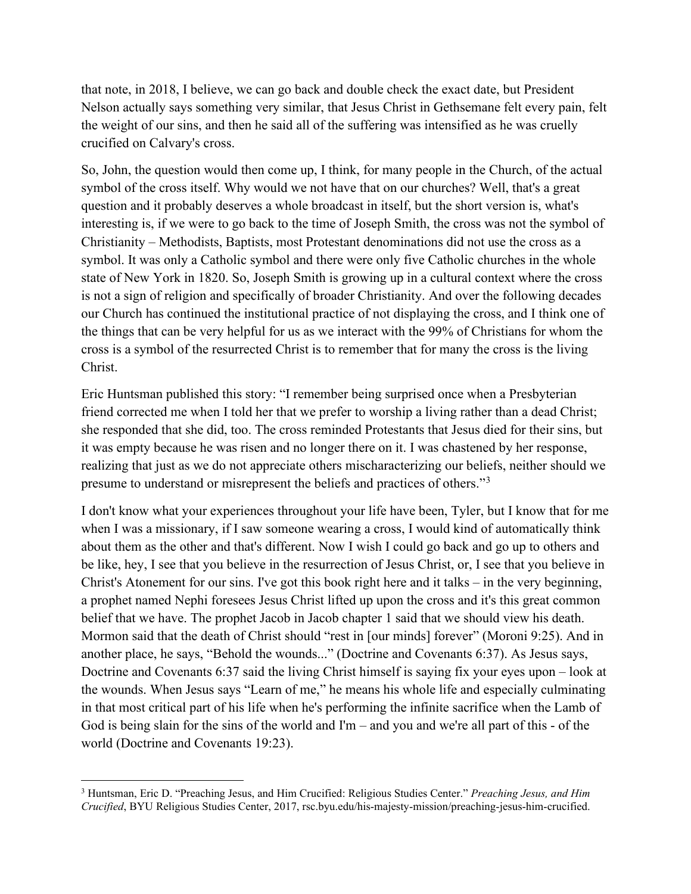that note, in 2018, I believe, we can go back and double check the exact date, but President Nelson actually says something very similar, that Jesus Christ in Gethsemane felt every pain, felt the weight of our sins, and then he said all of the suffering was intensified as he was cruelly crucified on Calvary's cross.

So, John, the question would then come up, I think, for many people in the Church, of the actual symbol of the cross itself. Why would we not have that on our churches? Well, that's a great question and it probably deserves a whole broadcast in itself, but the short version is, what's interesting is, if we were to go back to the time of Joseph Smith, the cross was not the symbol of Christianity – Methodists, Baptists, most Protestant denominations did not use the cross as a symbol. It was only a Catholic symbol and there were only five Catholic churches in the whole state of New York in 1820. So, Joseph Smith is growing up in a cultural context where the cross is not a sign of religion and specifically of broader Christianity. And over the following decades our Church has continued the institutional practice of not displaying the cross, and I think one of the things that can be very helpful for us as we interact with the 99% of Christians for whom the cross is a symbol of the resurrected Christ is to remember that for many the cross is the living Christ.

Eric Huntsman published this story: "I remember being surprised once when a Presbyterian friend corrected me when I told her that we prefer to worship a living rather than a dead Christ; she responded that she did, too. The cross reminded Protestants that Jesus died for their sins, but it was empty because he was risen and no longer there on it. I was chastened by her response, realizing that just as we do not appreciate others mischaracterizing our beliefs, neither should we presume to understand or misrepresent the beliefs and practices of others."[3]

I don't know what your experiences throughout your life have been, Tyler, but I know that for me when I was a missionary, if I saw someone wearing a cross, I would kind of automatically think about them as the other and that's different. Now I wish I could go back and go up to others and be like, hey, I see that you believe in the resurrection of Jesus Christ, or, I see that you believe in Christ's Atonement for our sins. I've got this book right here and it talks – in the very beginning, a prophet named Nephi foresees Jesus Christ lifted up upon the cross and it's this great common belief that we have. The prophet Jacob in Jacob chapter 1 said that we should view his death. Mormon said that the death of Christ should "rest in [our minds] forever" (Moroni 9:25). And in another place, he says, "Behold the wounds..." (Doctrine and Covenants 6:37). As Jesus says, Doctrine and Covenants 6:37 said the living Christ himself is saying fix your eyes upon – look at the wounds. When Jesus says "Learn of me," he means his whole life and especially culminating in that most critical part of his life when he's performing the infinite sacrifice when the Lamb of God is being slain for the sins of the world and I'm – and you and we're all part of this - of the world (Doctrine and Covenants 19:23).

---

[3] Huntsman, Eric D. "Preaching Jesus, and Him Crucified: Religious Studies Center." *Preaching Jesus, and Him Crucified*, BYU Religious Studies Center, 2017, rsc.byu.edu/his-majesty-mission/preaching-jesus-him-crucified.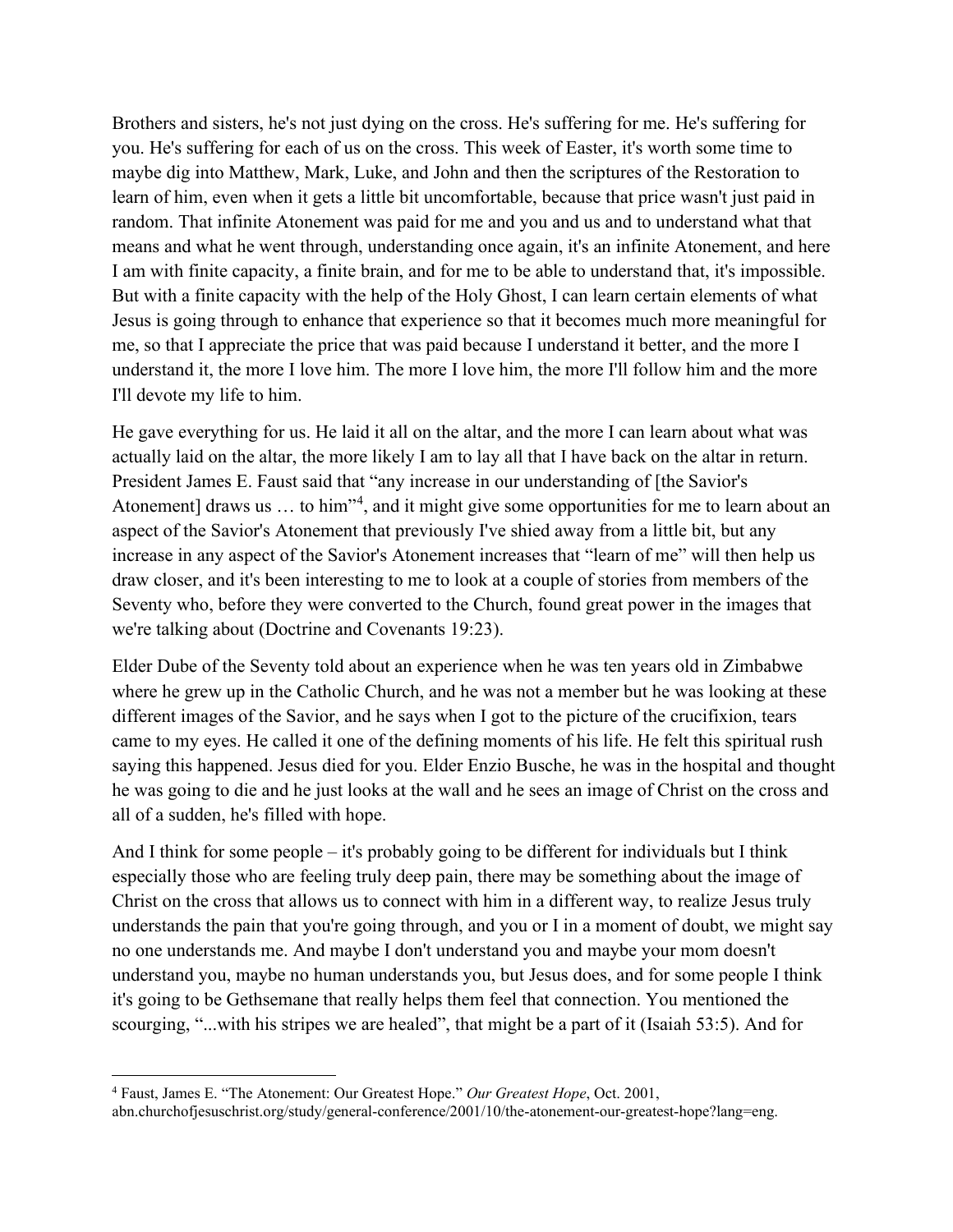Brothers and sisters, he's not just dying on the cross. He's suffering for me. He's suffering for you. He's suffering for each of us on the cross. This week of Easter, it's worth some time to maybe dig into Matthew, Mark, Luke, and John and then the scriptures of the Restoration to learn of him, even when it gets a little bit uncomfortable, because that price wasn't just paid in random. That infinite Atonement was paid for me and you and us and to understand what that means and what he went through, understanding once again, it's an infinite Atonement, and here I am with finite capacity, a finite brain, and for me to be able to understand that, it's impossible. But with a finite capacity with the help of the Holy Ghost, I can learn certain elements of what Jesus is going through to enhance that experience so that it becomes much more meaningful for me, so that I appreciate the price that was paid because I understand it better, and the more I understand it, the more I love him. The more I love him, the more I'll follow him and the more I'll devote my life to him.

He gave everything for us. He laid it all on the altar, and the more I can learn about what was actually laid on the altar, the more likely I am to lay all that I have back on the altar in return. President James E. Faust said that "any increase in our understanding of [the Savior's Atonement] draws us … to him"[4], and it might give some opportunities for me to learn about an aspect of the Savior's Atonement that previously I've shied away from a little bit, but any increase in any aspect of the Savior's Atonement increases that "learn of me" will then help us draw closer, and it's been interesting to me to look at a couple of stories from members of the Seventy who, before they were converted to the Church, found great power in the images that we're talking about (Doctrine and Covenants 19:23).

Elder Dube of the Seventy told about an experience when he was ten years old in Zimbabwe where he grew up in the Catholic Church, and he was not a member but he was looking at these different images of the Savior, and he says when I got to the picture of the crucifixion, tears came to my eyes. He called it one of the defining moments of his life. He felt this spiritual rush saying this happened. Jesus died for you. Elder Enzio Busche, he was in the hospital and thought he was going to die and he just looks at the wall and he sees an image of Christ on the cross and all of a sudden, he's filled with hope.

And I think for some people – it's probably going to be different for individuals but I think especially those who are feeling truly deep pain, there may be something about the image of Christ on the cross that allows us to connect with him in a different way, to realize Jesus truly understands the pain that you're going through, and you or I in a moment of doubt, we might say no one understands me. And maybe I don't understand you and maybe your mom doesn't understand you, maybe no human understands you, but Jesus does, and for some people I think it's going to be Gethsemane that really helps them feel that connection. You mentioned the scourging, "...with his stripes we are healed", that might be a part of it (Isaiah 53:5). And for

---

[4] Faust, James E. "The Atonement: Our Greatest Hope." *Our Greatest Hope*, Oct. 2001, abn.churchofjesuschrist.org/study/general-conference/2001/10/the-atonement-our-greatest-hope?lang=eng.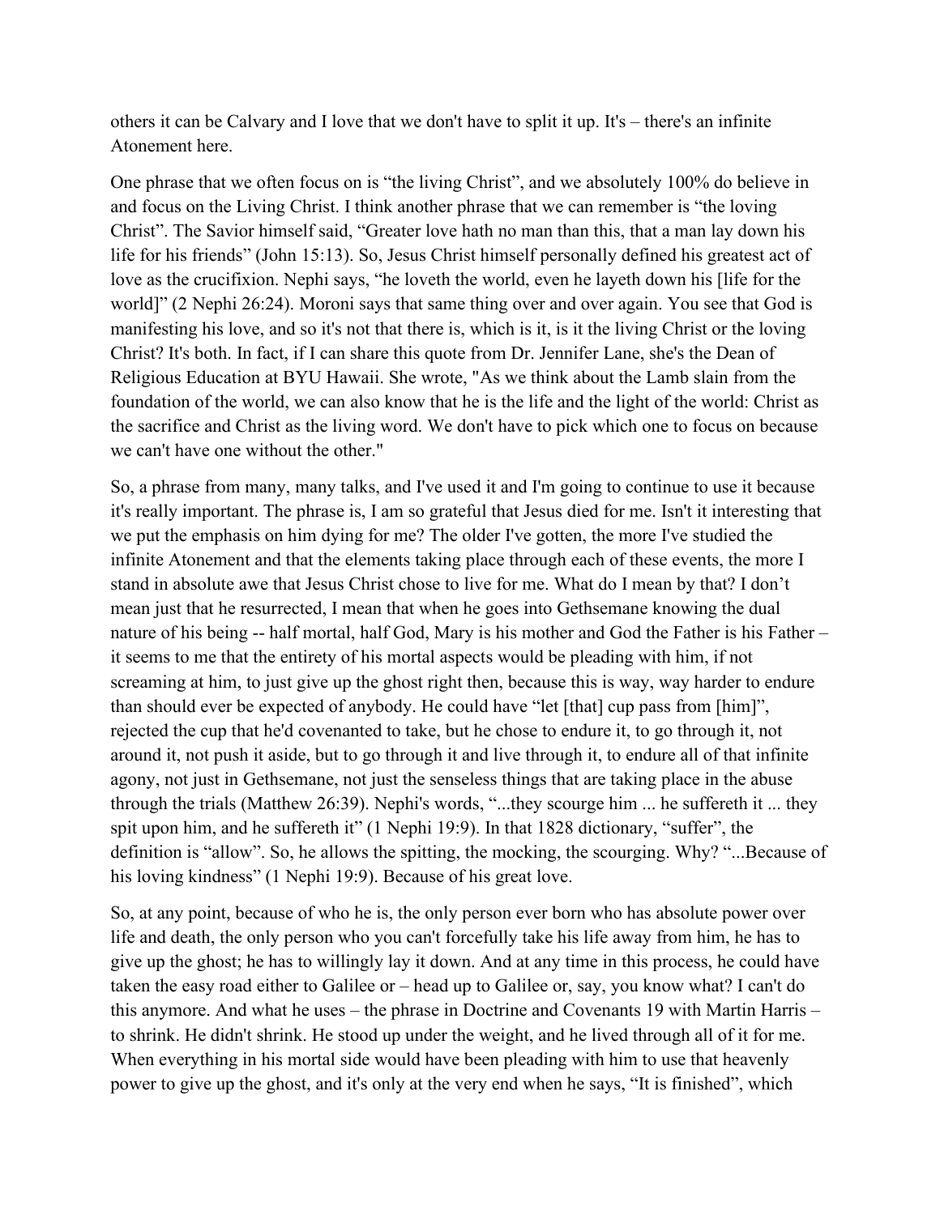others it can be Calvary and I love that we don't have to split it up. It's – there's an infinite Atonement here.

One phrase that we often focus on is "the living Christ", and we absolutely 100% do believe in and focus on the Living Christ. I think another phrase that we can remember is "the loving Christ". The Savior himself said, "Greater love hath no man than this, that a man lay down his life for his friends" (John 15:13). So, Jesus Christ himself personally defined his greatest act of love as the crucifixion. Nephi says, "he loveth the world, even he layeth down his [life for the world]" (2 Nephi 26:24). Moroni says that same thing over and over again. You see that God is manifesting his love, and so it's not that there is, which is it, is it the living Christ or the loving Christ? It's both. In fact, if I can share this quote from Dr. Jennifer Lane, she's the Dean of Religious Education at BYU Hawaii. She wrote, "As we think about the Lamb slain from the foundation of the world, we can also know that he is the life and the light of the world: Christ as the sacrifice and Christ as the living word. We don't have to pick which one to focus on because we can't have one without the other."

So, a phrase from many, many talks, and I've used it and I'm going to continue to use it because it's really important. The phrase is, I am so grateful that Jesus died for me. Isn't it interesting that we put the emphasis on him dying for me? The older I've gotten, the more I've studied the infinite Atonement and that the elements taking place through each of these events, the more I stand in absolute awe that Jesus Christ chose to live for me. What do I mean by that? I don't mean just that he resurrected, I mean that when he goes into Gethsemane knowing the dual nature of his being -- half mortal, half God, Mary is his mother and God the Father is his Father – it seems to me that the entirety of his mortal aspects would be pleading with him, if not screaming at him, to just give up the ghost right then, because this is way, way harder to endure than should ever be expected of anybody. He could have "let [that] cup pass from [him]", rejected the cup that he'd covenanted to take, but he chose to endure it, to go through it, not around it, not push it aside, but to go through it and live through it, to endure all of that infinite agony, not just in Gethsemane, not just the senseless things that are taking place in the abuse through the trials (Matthew 26:39). Nephi's words, "...they scourge him ... he suffereth it ... they spit upon him, and he suffereth it" (1 Nephi 19:9). In that 1828 dictionary, "suffer", the definition is "allow". So, he allows the spitting, the mocking, the scourging. Why? "...Because of his loving kindness" (1 Nephi 19:9). Because of his great love.

So, at any point, because of who he is, the only person ever born who has absolute power over life and death, the only person who you can't forcefully take his life away from him, he has to give up the ghost; he has to willingly lay it down. And at any time in this process, he could have taken the easy road either to Galilee or – head up to Galilee or, say, you know what? I can't do this anymore. And what he uses – the phrase in Doctrine and Covenants 19 with Martin Harris – to shrink. He didn't shrink. He stood up under the weight, and he lived through all of it for me. When everything in his mortal side would have been pleading with him to use that heavenly power to give up the ghost, and it's only at the very end when he says, "It is finished", which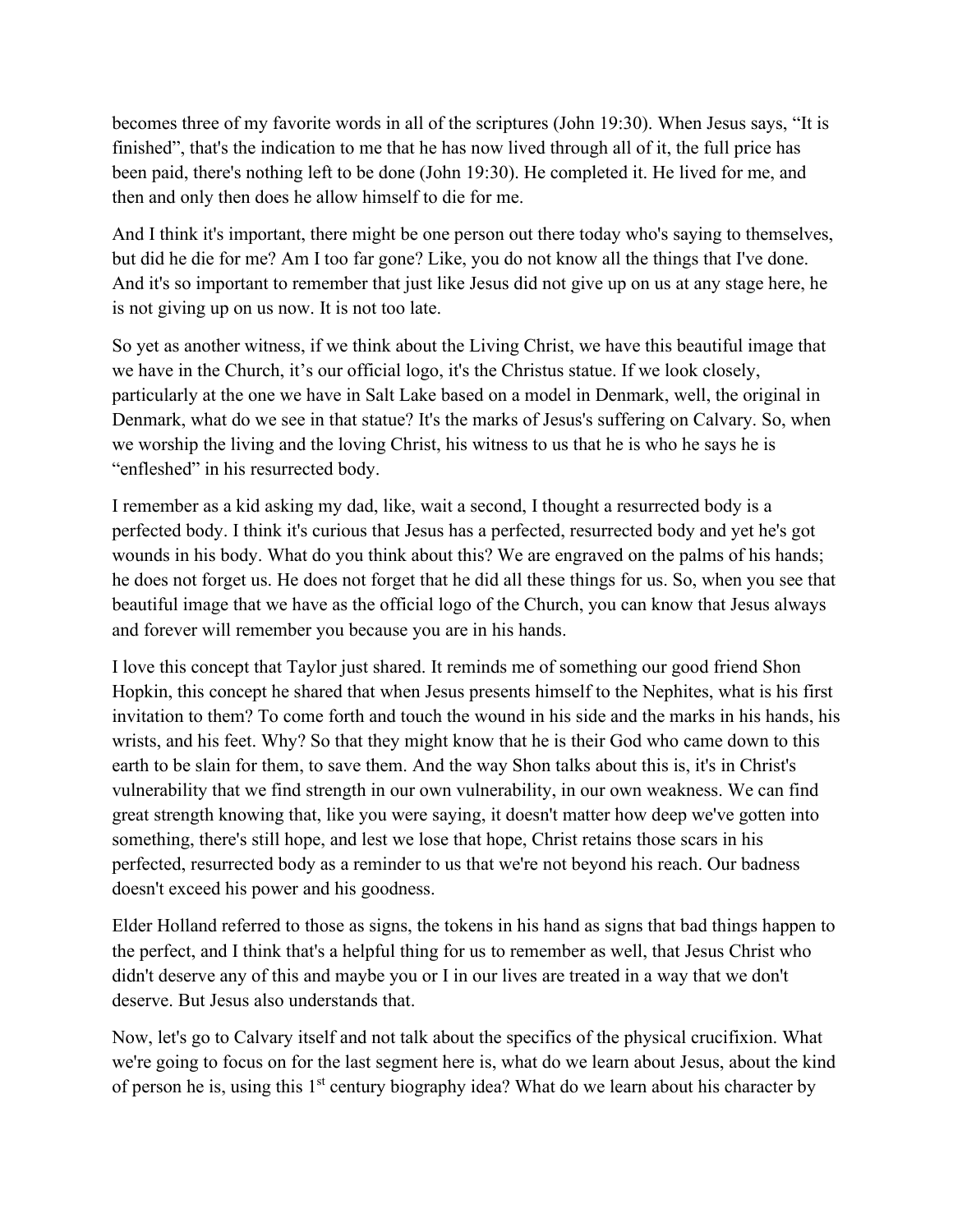becomes three of my favorite words in all of the scriptures (John 19:30). When Jesus says, "It is finished", that's the indication to me that he has now lived through all of it, the full price has been paid, there's nothing left to be done (John 19:30). He completed it. He lived for me, and then and only then does he allow himself to die for me.

And I think it's important, there might be one person out there today who's saying to themselves, but did he die for me? Am I too far gone? Like, you do not know all the things that I've done. And it's so important to remember that just like Jesus did not give up on us at any stage here, he is not giving up on us now. It is not too late.

So yet as another witness, if we think about the Living Christ, we have this beautiful image that we have in the Church, it's our official logo, it's the Christus statue. If we look closely, particularly at the one we have in Salt Lake based on a model in Denmark, well, the original in Denmark, what do we see in that statue? It's the marks of Jesus's suffering on Calvary. So, when we worship the living and the loving Christ, his witness to us that he is who he says he is "enfleshed" in his resurrected body.

I remember as a kid asking my dad, like, wait a second, I thought a resurrected body is a perfected body. I think it's curious that Jesus has a perfected, resurrected body and yet he's got wounds in his body. What do you think about this? We are engraved on the palms of his hands; he does not forget us. He does not forget that he did all these things for us. So, when you see that beautiful image that we have as the official logo of the Church, you can know that Jesus always and forever will remember you because you are in his hands.

I love this concept that Taylor just shared. It reminds me of something our good friend Shon Hopkin, this concept he shared that when Jesus presents himself to the Nephites, what is his first invitation to them? To come forth and touch the wound in his side and the marks in his hands, his wrists, and his feet. Why? So that they might know that he is their God who came down to this earth to be slain for them, to save them. And the way Shon talks about this is, it's in Christ's vulnerability that we find strength in our own vulnerability, in our own weakness. We can find great strength knowing that, like you were saying, it doesn't matter how deep we've gotten into something, there's still hope, and lest we lose that hope, Christ retains those scars in his perfected, resurrected body as a reminder to us that we're not beyond his reach. Our badness doesn't exceed his power and his goodness.

Elder Holland referred to those as signs, the tokens in his hand as signs that bad things happen to the perfect, and I think that's a helpful thing for us to remember as well, that Jesus Christ who didn't deserve any of this and maybe you or I in our lives are treated in a way that we don't deserve. But Jesus also understands that.

Now, let's go to Calvary itself and not talk about the specifics of the physical crucifixion. What we're going to focus on for the last segment here is, what do we learn about Jesus, about the kind of person he is, using this 1st century biography idea? What do we learn about his character by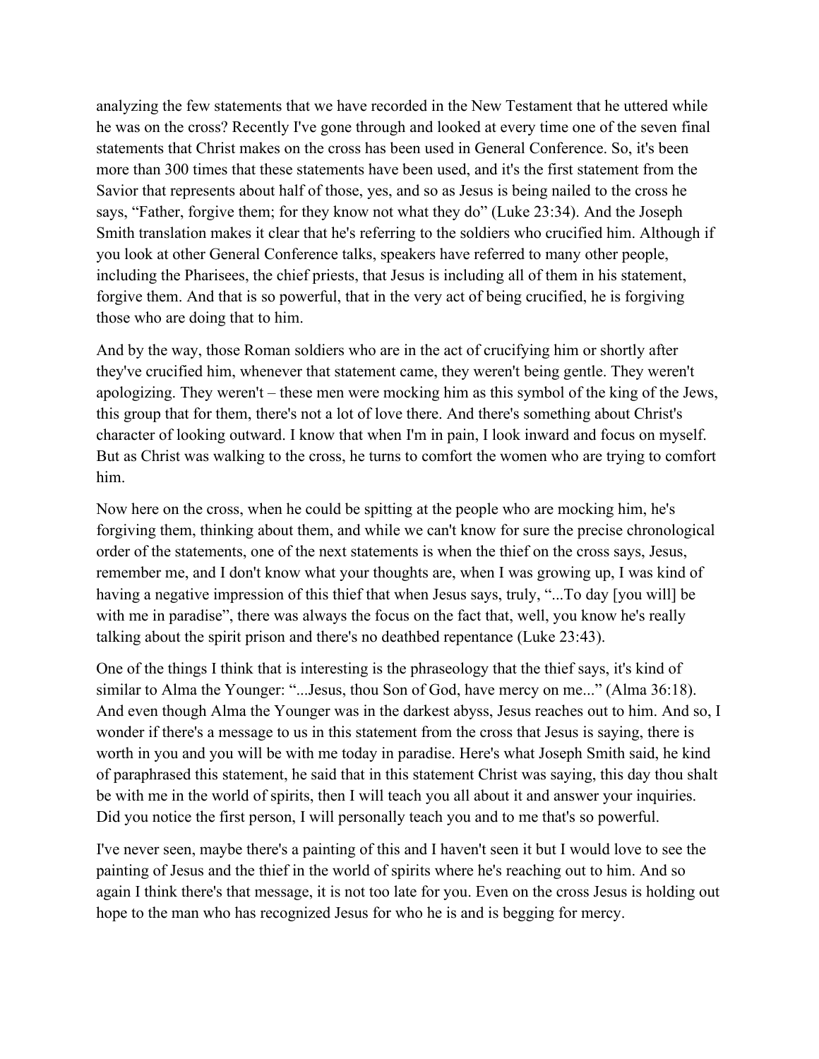analyzing the few statements that we have recorded in the New Testament that he uttered while he was on the cross? Recently I've gone through and looked at every time one of the seven final statements that Christ makes on the cross has been used in General Conference. So, it's been more than 300 times that these statements have been used, and it's the first statement from the Savior that represents about half of those, yes, and so as Jesus is being nailed to the cross he says, "Father, forgive them; for they know not what they do" (Luke 23:34). And the Joseph Smith translation makes it clear that he's referring to the soldiers who crucified him. Although if you look at other General Conference talks, speakers have referred to many other people, including the Pharisees, the chief priests, that Jesus is including all of them in his statement, forgive them. And that is so powerful, that in the very act of being crucified, he is forgiving those who are doing that to him.

And by the way, those Roman soldiers who are in the act of crucifying him or shortly after they've crucified him, whenever that statement came, they weren't being gentle. They weren't apologizing. They weren't – these men were mocking him as this symbol of the king of the Jews, this group that for them, there's not a lot of love there. And there's something about Christ's character of looking outward. I know that when I'm in pain, I look inward and focus on myself. But as Christ was walking to the cross, he turns to comfort the women who are trying to comfort him.

Now here on the cross, when he could be spitting at the people who are mocking him, he's forgiving them, thinking about them, and while we can't know for sure the precise chronological order of the statements, one of the next statements is when the thief on the cross says, Jesus, remember me, and I don't know what your thoughts are, when I was growing up, I was kind of having a negative impression of this thief that when Jesus says, truly, "...To day [you will] be with me in paradise", there was always the focus on the fact that, well, you know he's really talking about the spirit prison and there's no deathbed repentance (Luke 23:43).

One of the things I think that is interesting is the phraseology that the thief says, it's kind of similar to Alma the Younger: "...Jesus, thou Son of God, have mercy on me..." (Alma 36:18). And even though Alma the Younger was in the darkest abyss, Jesus reaches out to him. And so, I wonder if there's a message to us in this statement from the cross that Jesus is saying, there is worth in you and you will be with me today in paradise. Here's what Joseph Smith said, he kind of paraphrased this statement, he said that in this statement Christ was saying, this day thou shalt be with me in the world of spirits, then I will teach you all about it and answer your inquiries. Did you notice the first person, I will personally teach you and to me that's so powerful.

I've never seen, maybe there's a painting of this and I haven't seen it but I would love to see the painting of Jesus and the thief in the world of spirits where he's reaching out to him. And so again I think there's that message, it is not too late for you. Even on the cross Jesus is holding out hope to the man who has recognized Jesus for who he is and is begging for mercy.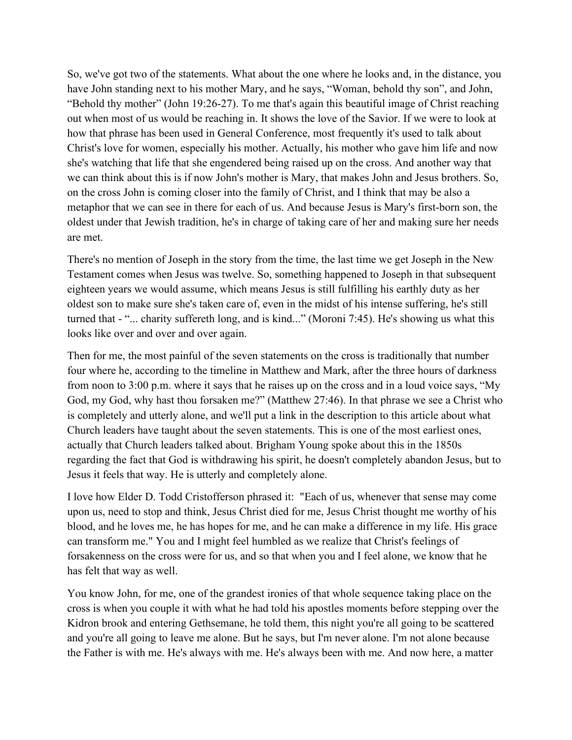So, we've got two of the statements. What about the one where he looks and, in the distance, you have John standing next to his mother Mary, and he says, "Woman, behold thy son", and John, "Behold thy mother" (John 19:26-27). To me that's again this beautiful image of Christ reaching out when most of us would be reaching in. It shows the love of the Savior. If we were to look at how that phrase has been used in General Conference, most frequently it's used to talk about Christ's love for women, especially his mother. Actually, his mother who gave him life and now she's watching that life that she engendered being raised up on the cross. And another way that we can think about this is if now John's mother is Mary, that makes John and Jesus brothers. So, on the cross John is coming closer into the family of Christ, and I think that may be also a metaphor that we can see in there for each of us. And because Jesus is Mary's first-born son, the oldest under that Jewish tradition, he's in charge of taking care of her and making sure her needs are met.

There's no mention of Joseph in the story from the time, the last time we get Joseph in the New Testament comes when Jesus was twelve. So, something happened to Joseph in that subsequent eighteen years we would assume, which means Jesus is still fulfilling his earthly duty as her oldest son to make sure she's taken care of, even in the midst of his intense suffering, he's still turned that - "... charity suffereth long, and is kind..." (Moroni 7:45). He's showing us what this looks like over and over and over again.

Then for me, the most painful of the seven statements on the cross is traditionally that number four where he, according to the timeline in Matthew and Mark, after the three hours of darkness from noon to 3:00 p.m. where it says that he raises up on the cross and in a loud voice says, "My God, my God, why hast thou forsaken me?" (Matthew 27:46). In that phrase we see a Christ who is completely and utterly alone, and we'll put a link in the description to this article about what Church leaders have taught about the seven statements. This is one of the most earliest ones, actually that Church leaders talked about. Brigham Young spoke about this in the 1850s regarding the fact that God is withdrawing his spirit, he doesn't completely abandon Jesus, but to Jesus it feels that way. He is utterly and completely alone.

I love how Elder D. Todd Cristofferson phrased it: "Each of us, whenever that sense may come upon us, need to stop and think, Jesus Christ died for me, Jesus Christ thought me worthy of his blood, and he loves me, he has hopes for me, and he can make a difference in my life. His grace can transform me." You and I might feel humbled as we realize that Christ's feelings of forsakenness on the cross were for us, and so that when you and I feel alone, we know that he has felt that way as well.

You know John, for me, one of the grandest ironies of that whole sequence taking place on the cross is when you couple it with what he had told his apostles moments before stepping over the Kidron brook and entering Gethsemane, he told them, this night you're all going to be scattered and you're all going to leave me alone. But he says, but I'm never alone. I'm not alone because the Father is with me. He's always with me. He's always been with me. And now here, a matter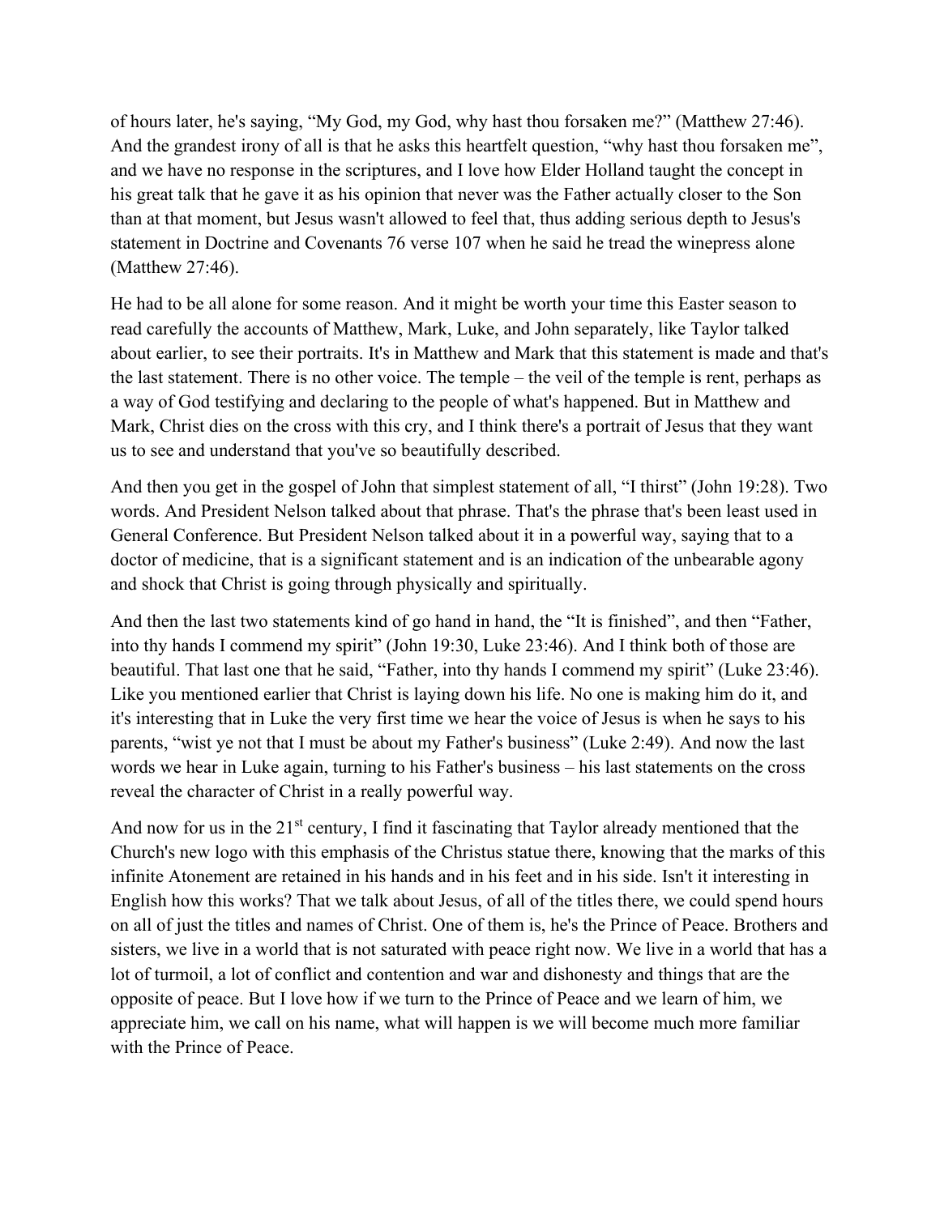of hours later, he's saying, "My God, my God, why hast thou forsaken me?" (Matthew 27:46). And the grandest irony of all is that he asks this heartfelt question, "why hast thou forsaken me", and we have no response in the scriptures, and I love how Elder Holland taught the concept in his great talk that he gave it as his opinion that never was the Father actually closer to the Son than at that moment, but Jesus wasn't allowed to feel that, thus adding serious depth to Jesus's statement in Doctrine and Covenants 76 verse 107 when he said he tread the winepress alone (Matthew 27:46).

He had to be all alone for some reason. And it might be worth your time this Easter season to read carefully the accounts of Matthew, Mark, Luke, and John separately, like Taylor talked about earlier, to see their portraits. It's in Matthew and Mark that this statement is made and that's the last statement. There is no other voice. The temple – the veil of the temple is rent, perhaps as a way of God testifying and declaring to the people of what's happened. But in Matthew and Mark, Christ dies on the cross with this cry, and I think there's a portrait of Jesus that they want us to see and understand that you've so beautifully described.

And then you get in the gospel of John that simplest statement of all, "I thirst" (John 19:28). Two words. And President Nelson talked about that phrase. That's the phrase that's been least used in General Conference. But President Nelson talked about it in a powerful way, saying that to a doctor of medicine, that is a significant statement and is an indication of the unbearable agony and shock that Christ is going through physically and spiritually.

And then the last two statements kind of go hand in hand, the "It is finished", and then "Father, into thy hands I commend my spirit" (John 19:30, Luke 23:46). And I think both of those are beautiful. That last one that he said, "Father, into thy hands I commend my spirit" (Luke 23:46). Like you mentioned earlier that Christ is laying down his life. No one is making him do it, and it's interesting that in Luke the very first time we hear the voice of Jesus is when he says to his parents, "wist ye not that I must be about my Father's business" (Luke 2:49). And now the last words we hear in Luke again, turning to his Father's business – his last statements on the cross reveal the character of Christ in a really powerful way.

And now for us in the 21st century, I find it fascinating that Taylor already mentioned that the Church's new logo with this emphasis of the Christus statue there, knowing that the marks of this infinite Atonement are retained in his hands and in his feet and in his side. Isn't it interesting in English how this works? That we talk about Jesus, of all of the titles there, we could spend hours on all of just the titles and names of Christ. One of them is, he's the Prince of Peace. Brothers and sisters, we live in a world that is not saturated with peace right now. We live in a world that has a lot of turmoil, a lot of conflict and contention and war and dishonesty and things that are the opposite of peace. But I love how if we turn to the Prince of Peace and we learn of him, we appreciate him, we call on his name, what will happen is we will become much more familiar with the Prince of Peace.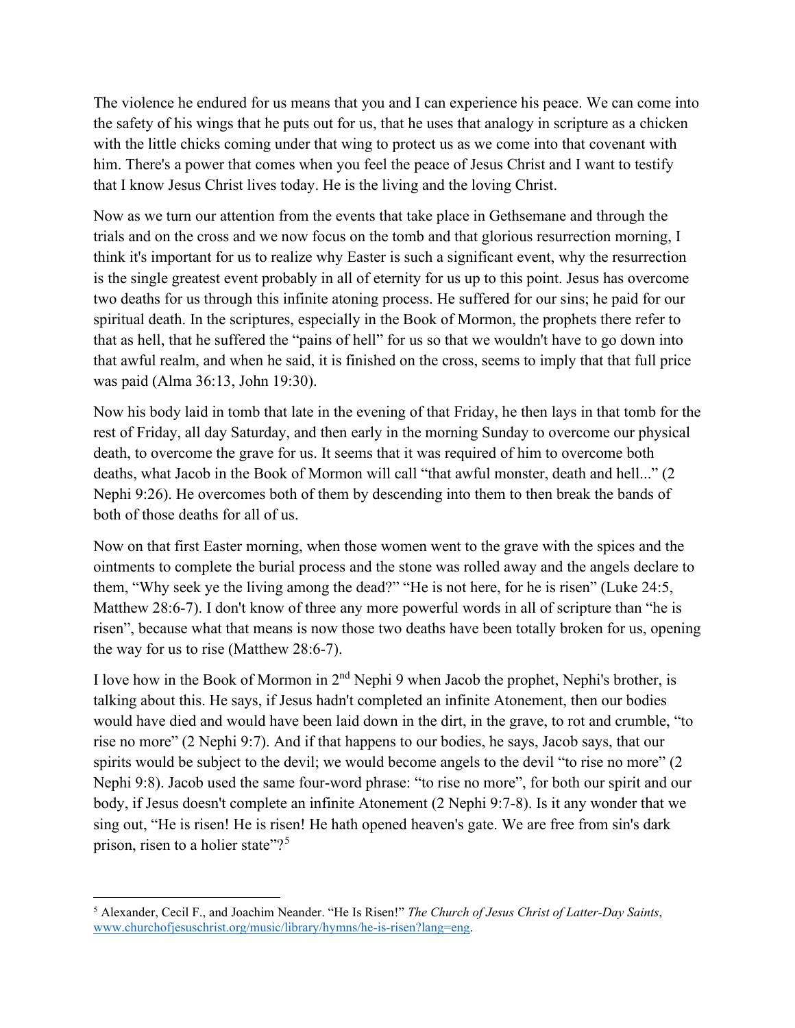The violence he endured for us means that you and I can experience his peace. We can come into the safety of his wings that he puts out for us, that he uses that analogy in scripture as a chicken with the little chicks coming under that wing to protect us as we come into that covenant with him. There's a power that comes when you feel the peace of Jesus Christ and I want to testify that I know Jesus Christ lives today. He is the living and the loving Christ.

Now as we turn our attention from the events that take place in Gethsemane and through the trials and on the cross and we now focus on the tomb and that glorious resurrection morning, I think it's important for us to realize why Easter is such a significant event, why the resurrection is the single greatest event probably in all of eternity for us up to this point. Jesus has overcome two deaths for us through this infinite atoning process. He suffered for our sins; he paid for our spiritual death. In the scriptures, especially in the Book of Mormon, the prophets there refer to that as hell, that he suffered the "pains of hell" for us so that we wouldn't have to go down into that awful realm, and when he said, it is finished on the cross, seems to imply that that full price was paid (Alma 36:13, John 19:30).

Now his body laid in tomb that late in the evening of that Friday, he then lays in that tomb for the rest of Friday, all day Saturday, and then early in the morning Sunday to overcome our physical death, to overcome the grave for us. It seems that it was required of him to overcome both deaths, what Jacob in the Book of Mormon will call "that awful monster, death and hell..." (2 Nephi 9:26). He overcomes both of them by descending into them to then break the bands of both of those deaths for all of us.

Now on that first Easter morning, when those women went to the grave with the spices and the ointments to complete the burial process and the stone was rolled away and the angels declare to them, "Why seek ye the living among the dead?" "He is not here, for he is risen" (Luke 24:5, Matthew 28:6-7). I don't know of three any more powerful words in all of scripture than "he is risen", because what that means is now those two deaths have been totally broken for us, opening the way for us to rise (Matthew 28:6-7).

I love how in the Book of Mormon in 2nd Nephi 9 when Jacob the prophet, Nephi's brother, is talking about this. He says, if Jesus hadn't completed an infinite Atonement, then our bodies would have died and would have been laid down in the dirt, in the grave, to rot and crumble, "to rise no more" (2 Nephi 9:7). And if that happens to our bodies, he says, Jacob says, that our spirits would be subject to the devil; we would become angels to the devil "to rise no more" (2 Nephi 9:8). Jacob used the same four-word phrase: "to rise no more", for both our spirit and our body, if Jesus doesn't complete an infinite Atonement (2 Nephi 9:7-8). Is it any wonder that we sing out, "He is risen! He is risen! He hath opened heaven's gate. We are free from sin's dark prison, risen to a holier state"?[5]

---

[5] Alexander, Cecil F., and Joachim Neander. "He Is Risen!" *The Church of Jesus Christ of Latter-Day Saints*, www.churchofjesuschrist.org/music/library/hymns/he-is-risen?lang=eng.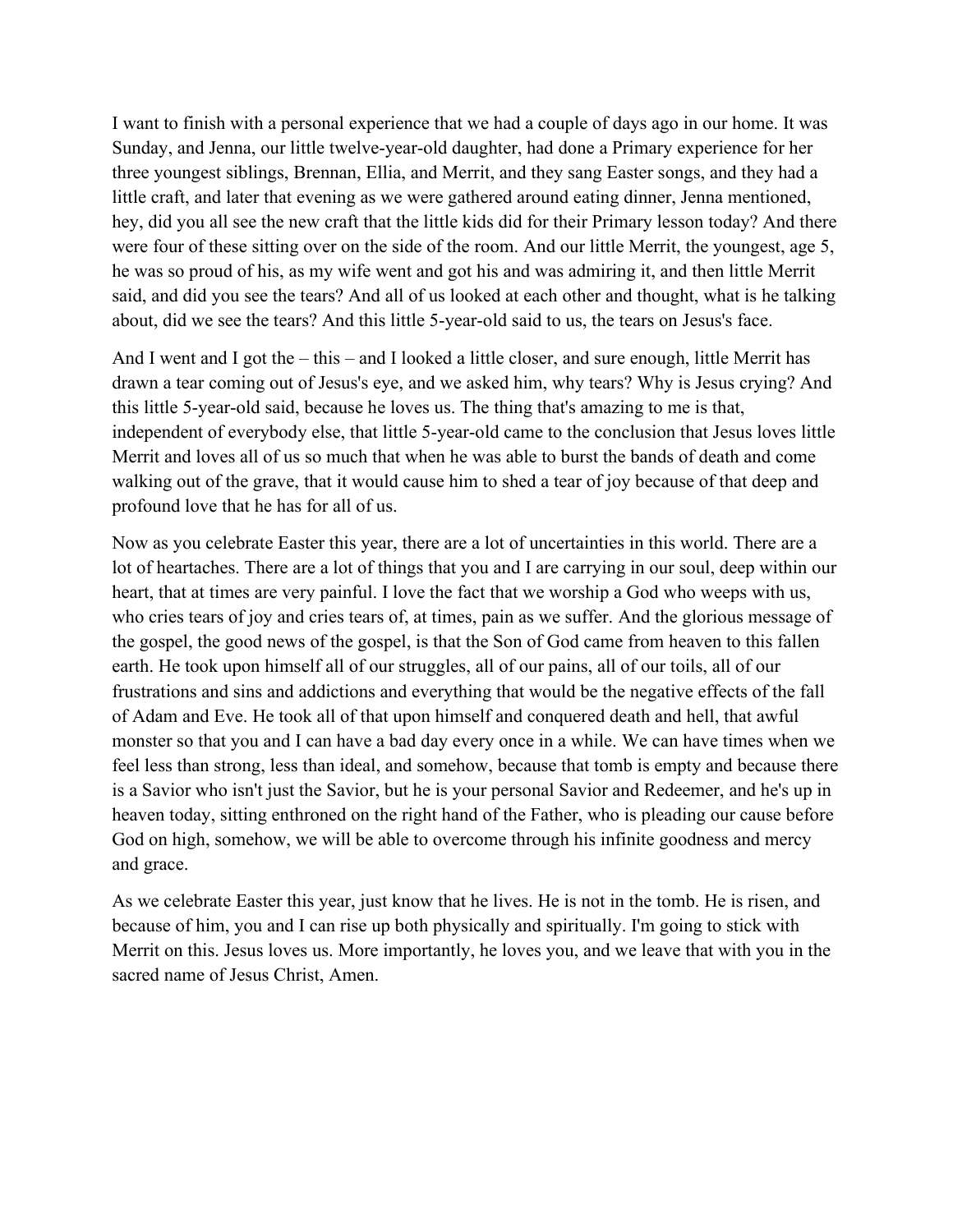I want to finish with a personal experience that we had a couple of days ago in our home. It was Sunday, and Jenna, our little twelve-year-old daughter, had done a Primary experience for her three youngest siblings, Brennan, Ellia, and Merrit, and they sang Easter songs, and they had a little craft, and later that evening as we were gathered around eating dinner, Jenna mentioned, hey, did you all see the new craft that the little kids did for their Primary lesson today? And there were four of these sitting over on the side of the room. And our little Merrit, the youngest, age 5, he was so proud of his, as my wife went and got his and was admiring it, and then little Merrit said, and did you see the tears? And all of us looked at each other and thought, what is he talking about, did we see the tears? And this little 5-year-old said to us, the tears on Jesus's face.

And I went and I got the – this – and I looked a little closer, and sure enough, little Merrit has drawn a tear coming out of Jesus's eye, and we asked him, why tears? Why is Jesus crying? And this little 5-year-old said, because he loves us. The thing that's amazing to me is that, independent of everybody else, that little 5-year-old came to the conclusion that Jesus loves little Merrit and loves all of us so much that when he was able to burst the bands of death and come walking out of the grave, that it would cause him to shed a tear of joy because of that deep and profound love that he has for all of us.

Now as you celebrate Easter this year, there are a lot of uncertainties in this world. There are a lot of heartaches. There are a lot of things that you and I are carrying in our soul, deep within our heart, that at times are very painful. I love the fact that we worship a God who weeps with us, who cries tears of joy and cries tears of, at times, pain as we suffer. And the glorious message of the gospel, the good news of the gospel, is that the Son of God came from heaven to this fallen earth. He took upon himself all of our struggles, all of our pains, all of our toils, all of our frustrations and sins and addictions and everything that would be the negative effects of the fall of Adam and Eve. He took all of that upon himself and conquered death and hell, that awful monster so that you and I can have a bad day every once in a while. We can have times when we feel less than strong, less than ideal, and somehow, because that tomb is empty and because there is a Savior who isn't just the Savior, but he is your personal Savior and Redeemer, and he's up in heaven today, sitting enthroned on the right hand of the Father, who is pleading our cause before God on high, somehow, we will be able to overcome through his infinite goodness and mercy and grace.

As we celebrate Easter this year, just know that he lives. He is not in the tomb. He is risen, and because of him, you and I can rise up both physically and spiritually. I'm going to stick with Merrit on this. Jesus loves us. More importantly, he loves you, and we leave that with you in the sacred name of Jesus Christ, Amen.